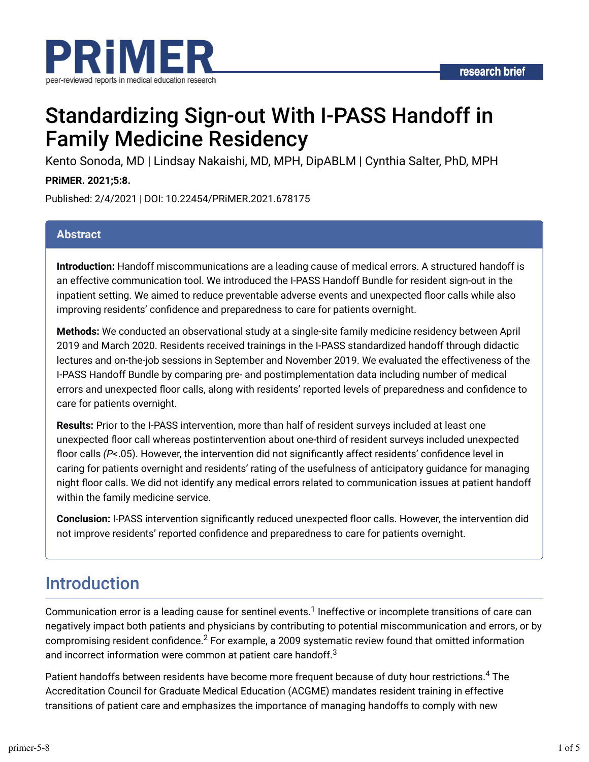# Standardizing Sign-out With I-PASS Handoff in Family Medicine Residency

Kento Sonoda, MD | Lindsay Nakaishi, MD, MPH, DipABLM | Cynthia Salter, PhD, MPH

**PRiMER. 2021;5:8.**

Published: 2/4/2021 | DOI: 10.22454/PRiMER.2021.678175

## Abstract

**Introduction:** Handoff miscommunications are a leading cause of medical errors. A structured handoff is an effective communication tool. We introduced the I-PASS Handoff Bundle for resident sign-out in the inpatient setting. We aimed to reduce preventable adverse events and unexpected floor calls while also improving residents' confidence and preparedness to care for patients overnight.

**Methods:** We conducted an observational study at a single-site family medicine residency between April 2019 and March 2020. Residents received trainings in the I-PASS standardized handoff through didactic lectures and on-the-job sessions in September and November 2019. We evaluated the effectiveness of the I-PASS Handoff Bundle by comparing pre- and postimplementation data including number of medical errors and unexpected floor calls, along with residents' reported levels of preparedness and confidence to care for patients overnight.

**Results:** Prior to the I-PASS intervention, more than half of resident surveys included at least one unexpected floor call whereas postintervention about one-third of resident surveys included unexpected floor calls ($P<.05$). However, the intervention did not significantly affect residents' confidence level in caring for patients overnight and residents' rating of the usefulness of anticipatory guidance for managing night floor calls. We did not identify any medical errors related to communication issues at patient handoff within the family medicine service.

**Conclusion:** I-PASS intervention significantly reduced unexpected floor calls. However, the intervention did not improve residents' reported confidence and preparedness to care for patients overnight.

## Introduction

Communication error is a leading cause for sentinel events.[1] Ineffective or incomplete transitions of care can negatively impact both patients and physicians by contributing to potential miscommunication and errors, or by compromising resident confidence.[2] For example, a 2009 systematic review found that omitted information and incorrect information were common at patient care handoff.[3]

Patient handoffs between residents have become more frequent because of duty hour restrictions.[4] The Accreditation Council for Graduate Medical Education (ACGME) mandates resident training in effective transitions of patient care and emphasizes the importance of managing handoffs to comply with new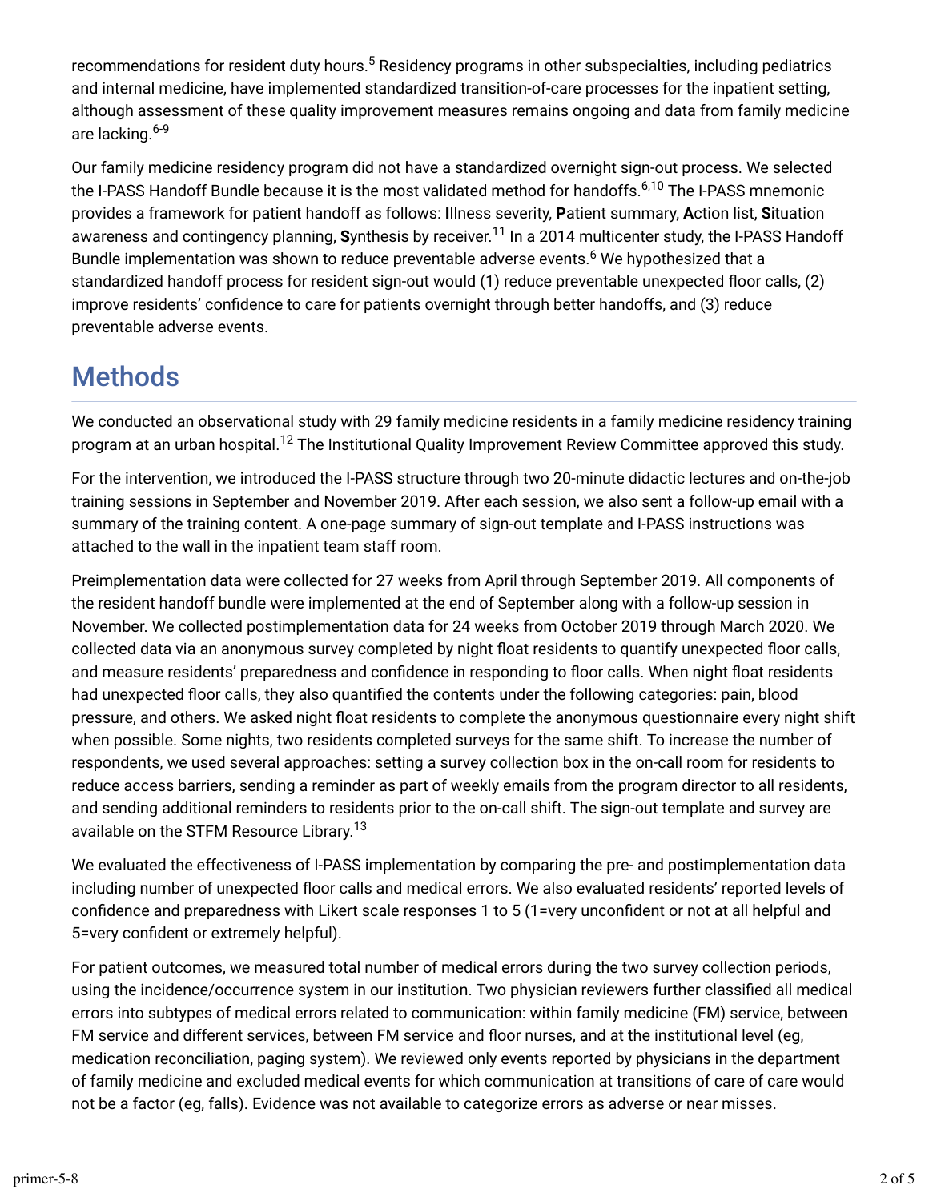recommendations for resident duty hours.[5] Residency programs in other subspecialties, including pediatrics and internal medicine, have implemented standardized transition-of-care processes for the inpatient setting, although assessment of these quality improvement measures remains ongoing and data from family medicine are lacking.[6-9]

Our family medicine residency program did not have a standardized overnight sign-out process. We selected the I-PASS Handoff Bundle because it is the most validated method for handoffs.[6,10] The I-PASS mnemonic provides a framework for patient handoff as follows: **I**llness severity, **P**atient summary, **A**ction list, **S**ituation awareness and contingency planning, **S**ynthesis by receiver.[11] In a 2014 multicenter study, the I-PASS Handoff Bundle implementation was shown to reduce preventable adverse events.[6] We hypothesized that a standardized handoff process for resident sign-out would (1) reduce preventable unexpected floor calls, (2) improve residents' confidence to care for patients overnight through better handoffs, and (3) reduce preventable adverse events.

## Methods

We conducted an observational study with 29 family medicine residents in a family medicine residency training program at an urban hospital.[12] The Institutional Quality Improvement Review Committee approved this study.

For the intervention, we introduced the I-PASS structure through two 20-minute didactic lectures and on-the-job training sessions in September and November 2019. After each session, we also sent a follow-up email with a summary of the training content. A one-page summary of sign-out template and I-PASS instructions was attached to the wall in the inpatient team staff room.

Preimplementation data were collected for 27 weeks from April through September 2019. All components of the resident handoff bundle were implemented at the end of September along with a follow-up session in November. We collected postimplementation data for 24 weeks from October 2019 through March 2020. We collected data via an anonymous survey completed by night float residents to quantify unexpected floor calls, and measure residents' preparedness and confidence in responding to floor calls. When night float residents had unexpected floor calls, they also quantified the contents under the following categories: pain, blood pressure, and others. We asked night float residents to complete the anonymous questionnaire every night shift when possible. Some nights, two residents completed surveys for the same shift. To increase the number of respondents, we used several approaches: setting a survey collection box in the on-call room for residents to reduce access barriers, sending a reminder as part of weekly emails from the program director to all residents, and sending additional reminders to residents prior to the on-call shift. The sign-out template and survey are available on the STFM Resource Library.[13]

We evaluated the effectiveness of I-PASS implementation by comparing the pre- and postimplementation data including number of unexpected floor calls and medical errors. We also evaluated residents' reported levels of confidence and preparedness with Likert scale responses 1 to 5 (1=very unconfident or not at all helpful and 5=very confident or extremely helpful).

For patient outcomes, we measured total number of medical errors during the two survey collection periods, using the incidence/occurrence system in our institution. Two physician reviewers further classified all medical errors into subtypes of medical errors related to communication: within family medicine (FM) service, between FM service and different services, between FM service and floor nurses, and at the institutional level (eg, medication reconciliation, paging system). We reviewed only events reported by physicians in the department of family medicine and excluded medical events for which communication at transitions of care of care would not be a factor (eg, falls). Evidence was not available to categorize errors as adverse or near misses.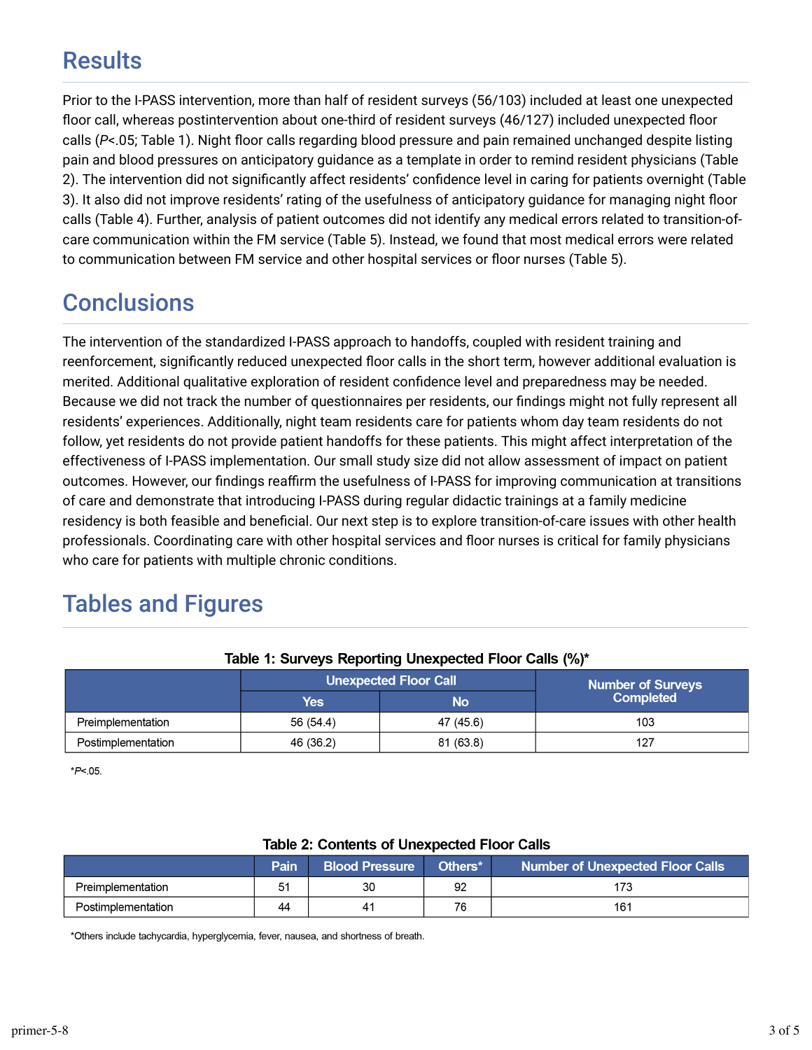## Results

Prior to the I-PASS intervention, more than half of resident surveys (56/103) included at least one unexpected floor call, whereas postintervention about one-third of resident surveys (46/127) included unexpected floor calls ($P<.05$; Table 1). Night floor calls regarding blood pressure and pain remained unchanged despite listing pain and blood pressures on anticipatory guidance as a template in order to remind resident physicians (Table 2). The intervention did not significantly affect residents' confidence level in caring for patients overnight (Table 3). It also did not improve residents' rating of the usefulness of anticipatory guidance for managing night floor calls (Table 4). Further, analysis of patient outcomes did not identify any medical errors related to transition-of-care communication within the FM service (Table 5). Instead, we found that most medical errors were related to communication between FM service and other hospital services or floor nurses (Table 5).

## Conclusions

The intervention of the standardized I-PASS approach to handoffs, coupled with resident training and reenforcement, significantly reduced unexpected floor calls in the short term, however additional evaluation is merited. Additional qualitative exploration of resident confidence level and preparedness may be needed. Because we did not track the number of questionnaires per residents, our findings might not fully represent all residents' experiences. Additionally, night team residents care for patients whom day team residents do not follow, yet residents do not provide patient handoffs for these patients. This might affect interpretation of the effectiveness of I-PASS implementation. Our small study size did not allow assessment of impact on patient outcomes. However, our findings reaffirm the usefulness of I-PASS for improving communication at transitions of care and demonstrate that introducing I-PASS during regular didactic trainings at a family medicine residency is both feasible and beneficial. Our next step is to explore transition-of-care issues with other health professionals. Coordinating care with other hospital services and floor nurses is critical for family physicians who care for patients with multiple chronic conditions.

## Tables and Figures

**Table 1: Surveys Reporting Unexpected Floor Calls (%)***

| | Unexpected Floor Call | | Number of Surveys Completed |
|---|---|---|---|
| | Yes | No | |
| Preimplementation | 56 (54.4) | 47 (45.6) | 103 |
| Postimplementation | 46 (36.2) | 81 (63.8) | 127 |

*$P<.05$.

**Table 2: Contents of Unexpected Floor Calls**

| | Pain | Blood Pressure | Others* | Number of Unexpected Floor Calls |
|---|---|---|---|---|
| Preimplementation | 51 | 30 | 92 | 173 |
| Postimplementation | 44 | 41 | 76 | 161 |

*Others include tachycardia, hyperglycemia, fever, nausea, and shortness of breath.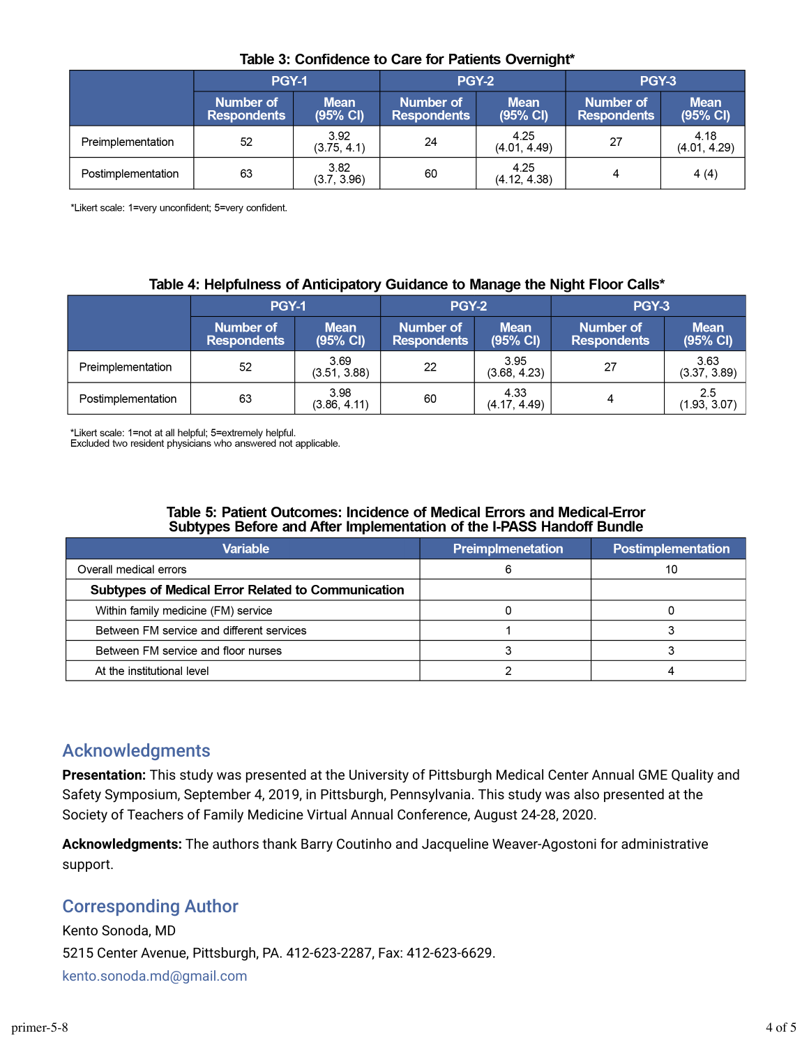**Table 3: Confidence to Care for Patients Overnight***

| | PGY-1 | | PGY-2 | | PGY-3 | |
|---|---|---|---|---|---|---|
| | Number of Respondents | Mean (95% CI) | Number of Respondents | Mean (95% CI) | Number of Respondents | Mean (95% CI) |
| Preimplementation | 52 | 3.92 (3.75, 4.1) | 24 | 4.25 (4.01, 4.49) | 27 | 4.18 (4.01, 4.29) |
| Postimplementation | 63 | 3.82 (3.7, 3.96) | 60 | 4.25 (4.12, 4.38) | 4 | 4 (4) |

*Likert scale: 1=very unconfident; 5=very confident.

**Table 4: Helpfulness of Anticipatory Guidance to Manage the Night Floor Calls***

| | PGY-1 | | PGY-2 | | PGY-3 | |
|---|---|---|---|---|---|---|
| | Number of Respondents | Mean (95% CI) | Number of Respondents | Mean (95% CI) | Number of Respondents | Mean (95% CI) |
| Preimplementation | 52 | 3.69 (3.51, 3.88) | 22 | 3.95 (3.68, 4.23) | 27 | 3.63 (3.37, 3.89) |
| Postimplementation | 63 | 3.98 (3.86, 4.11) | 60 | 4.33 (4.17, 4.49) | 4 | 2.5 (1.93, 3.07) |

*Likert scale: 1=not at all helpful; 5=extremely helpful.
Excluded two resident physicians who answered not applicable.

**Table 5: Patient Outcomes: Incidence of Medical Errors and Medical-Error Subtypes Before and After Implementation of the I-PASS Handoff Bundle**

| Variable | Preimplmenetation | Postimplementation |
|---|---|---|
| Overall medical errors | 6 | 10 |
| **Subtypes of Medical Error Related to Communication** | | |
| Within family medicine (FM) service | 0 | 0 |
| Between FM service and different services | 1 | 3 |
| Between FM service and floor nurses | 3 | 3 |
| At the institutional level | 2 | 4 |

## Acknowledgments

**Presentation:** This study was presented at the University of Pittsburgh Medical Center Annual GME Quality and Safety Symposium, September 4, 2019, in Pittsburgh, Pennsylvania. This study was also presented at the Society of Teachers of Family Medicine Virtual Annual Conference, August 24-28, 2020.

**Acknowledgments:** The authors thank Barry Coutinho and Jacqueline Weaver-Agostoni for administrative support.

## Corresponding Author

Kento Sonoda, MD
5215 Center Avenue, Pittsburgh, PA. 412-623-2287, Fax: 412-623-6629.
kento.sonoda.md@gmail.com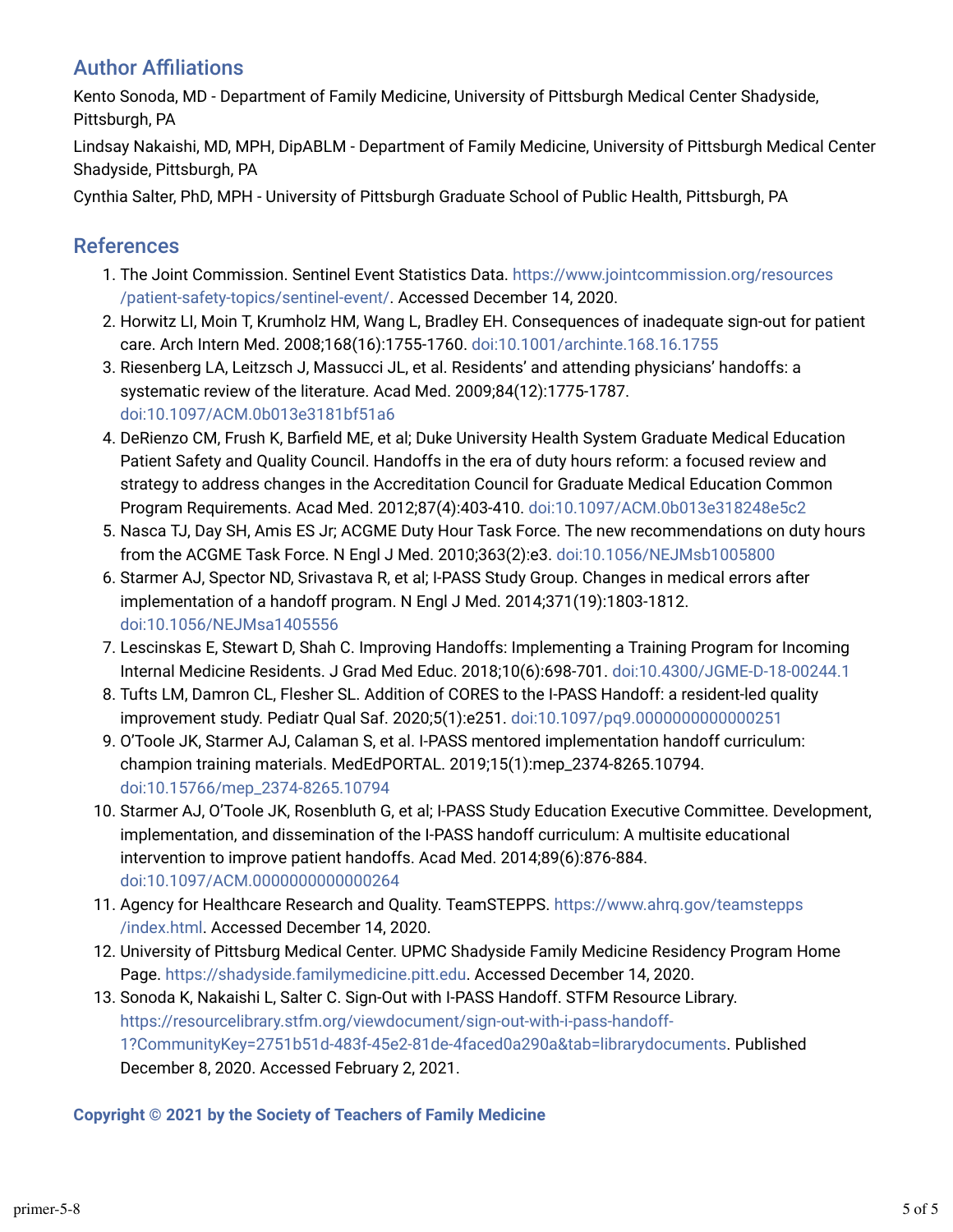## Author Affiliations

Kento Sonoda, MD - Department of Family Medicine, University of Pittsburgh Medical Center Shadyside, Pittsburgh, PA

Lindsay Nakaishi, MD, MPH, DipABLM - Department of Family Medicine, University of Pittsburgh Medical Center Shadyside, Pittsburgh, PA

Cynthia Salter, PhD, MPH - University of Pittsburgh Graduate School of Public Health, Pittsburgh, PA

## References

1. The Joint Commission. Sentinel Event Statistics Data. https://www.jointcommission.org/resources/patient-safety-topics/sentinel-event/. Accessed December 14, 2020.
2. Horwitz LI, Moin T, Krumholz HM, Wang L, Bradley EH. Consequences of inadequate sign-out for patient care. Arch Intern Med. 2008;168(16):1755-1760. doi:10.1001/archinte.168.16.1755
3. Riesenberg LA, Leitzsch J, Massucci JL, et al. Residents' and attending physicians' handoffs: a systematic review of the literature. Acad Med. 2009;84(12):1775-1787. doi:10.1097/ACM.0b013e3181bf51a6
4. DeRienzo CM, Frush K, Barfield ME, et al; Duke University Health System Graduate Medical Education Patient Safety and Quality Council. Handoffs in the era of duty hours reform: a focused review and strategy to address changes in the Accreditation Council for Graduate Medical Education Common Program Requirements. Acad Med. 2012;87(4):403-410. doi:10.1097/ACM.0b013e318248e5c2
5. Nasca TJ, Day SH, Amis ES Jr; ACGME Duty Hour Task Force. The new recommendations on duty hours from the ACGME Task Force. N Engl J Med. 2010;363(2):e3. doi:10.1056/NEJMsb1005800
6. Starmer AJ, Spector ND, Srivastava R, et al; I-PASS Study Group. Changes in medical errors after implementation of a handoff program. N Engl J Med. 2014;371(19):1803-1812. doi:10.1056/NEJMsa1405556
7. Lescinskas E, Stewart D, Shah C. Improving Handoffs: Implementing a Training Program for Incoming Internal Medicine Residents. J Grad Med Educ. 2018;10(6):698-701. doi:10.4300/JGME-D-18-00244.1
8. Tufts LM, Damron CL, Flesher SL. Addition of CORES to the I-PASS Handoff: a resident-led quality improvement study. Pediatr Qual Saf. 2020;5(1):e251. doi:10.1097/pq9.0000000000000251
9. O'Toole JK, Starmer AJ, Calaman S, et al. I-PASS mentored implementation handoff curriculum: champion training materials. MedEdPORTAL. 2019;15(1):mep_2374-8265.10794. doi:10.15766/mep_2374-8265.10794
10. Starmer AJ, O'Toole JK, Rosenbluth G, et al; I-PASS Study Education Executive Committee. Development, implementation, and dissemination of the I-PASS handoff curriculum: A multisite educational intervention to improve patient handoffs. Acad Med. 2014;89(6):876-884. doi:10.1097/ACM.0000000000000264
11. Agency for Healthcare Research and Quality. TeamSTEPPS. https://www.ahrq.gov/teamstepps/index.html. Accessed December 14, 2020.
12. University of Pittsburg Medical Center. UPMC Shadyside Family Medicine Residency Program Home Page. https://shadyside.familymedicine.pitt.edu. Accessed December 14, 2020.
13. Sonoda K, Nakaishi L, Salter C. Sign-Out with I-PASS Handoff. STFM Resource Library. https://resourcelibrary.stfm.org/viewdocument/sign-out-with-i-pass-handoff-1?CommunityKey=2751b51d-483f-45e2-81de-4faced0a290a&tab=librarydocuments. Published December 8, 2020. Accessed February 2, 2021.

**Copyright © 2021 by the Society of Teachers of Family Medicine**